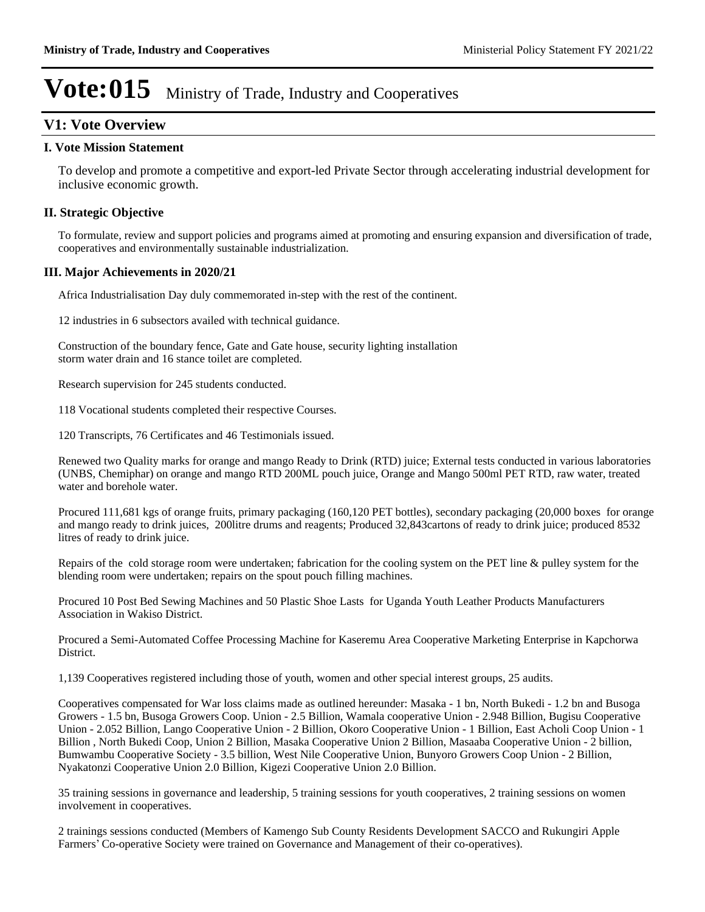# Vote:015 Ministry of Trade, Industry and Cooperatives

## V1: Vote Overview

### I. Vote Mission Statement

To develop and promote a competitive and export-led Private Sector through accelerating industrial development for inclusive economic growth.

### II. Strategic Objective

To formulate, review and support policies and programs aimed at promoting and ensuring expansion and diversification of trade, cooperatives and environmentally sustainable industrialization.

### III. Major Achievements in 2020/21

Africa Industrialisation Day duly commemorated in-step with the rest of the continent.

12 industries in 6 subsectors availed with technical guidance.

Construction of the boundary fence, Gate and Gate house, security lighting installation storm water drain and 16 stance toilet are completed.

Research supervision for 245 students conducted.

118 Vocational students completed their respective Courses.

120 Transcripts, 76 Certificates and 46 Testimonials issued.

Renewed two Quality marks for orange and mango Ready to Drink (RTD) juice; External tests conducted in various laboratories (UNBS, Chemiphar) on orange and mango RTD 200ML pouch juice, Orange and Mango 500ml PET RTD, raw water, treated water and borehole water.

Procured 111,681 kgs of orange fruits, primary packaging (160,120 PET bottles), secondary packaging (20,000 boxes for orange and mango ready to drink juices, 200litre drums and reagents; Produced 32,843cartons of ready to drink juice; produced 8532 litres of ready to drink juice.

Repairs of the cold storage room were undertaken; fabrication for the cooling system on the PET line & pulley system for the blending room were undertaken; repairs on the spout pouch filling machines.

Procured 10 Post Bed Sewing Machines and 50 Plastic Shoe Lasts for Uganda Youth Leather Products Manufacturers Association in Wakiso District.

Procured a Semi-Automated Coffee Processing Machine for Kaseremu Area Cooperative Marketing Enterprise in Kapchorwa District.

1,139 Cooperatives registered including those of youth, women and other special interest groups, 25 audits.

Cooperatives compensated for War loss claims made as outlined hereunder: Masaka - 1 bn, North Bukedi - 1.2 bn and Busoga Growers - 1.5 bn, Busoga Growers Coop. Union - 2.5 Billion, Wamala cooperative Union - 2.948 Billion, Bugisu Cooperative Union - 2.052 Billion, Lango Cooperative Union - 2 Billion, Okoro Cooperative Union - 1 Billion, East Acholi Coop Union - 1 Billion , North Bukedi Coop, Union 2 Billion, Masaka Cooperative Union 2 Billion, Masaaba Cooperative Union - 2 billion, Bumwambu Cooperative Society - 3.5 billion, West Nile Cooperative Union, Bunyoro Growers Coop Union - 2 Billion, Nyakatonzi Cooperative Union 2.0 Billion, Kigezi Cooperative Union 2.0 Billion.

35 training sessions in governance and leadership, 5 training sessions for youth cooperatives, 2 training sessions on women involvement in cooperatives.

2 trainings sessions conducted (Members of Kamengo Sub County Residents Development SACCO and Rukungiri Apple Farmers' Co-operative Society were trained on Governance and Management of their co-operatives).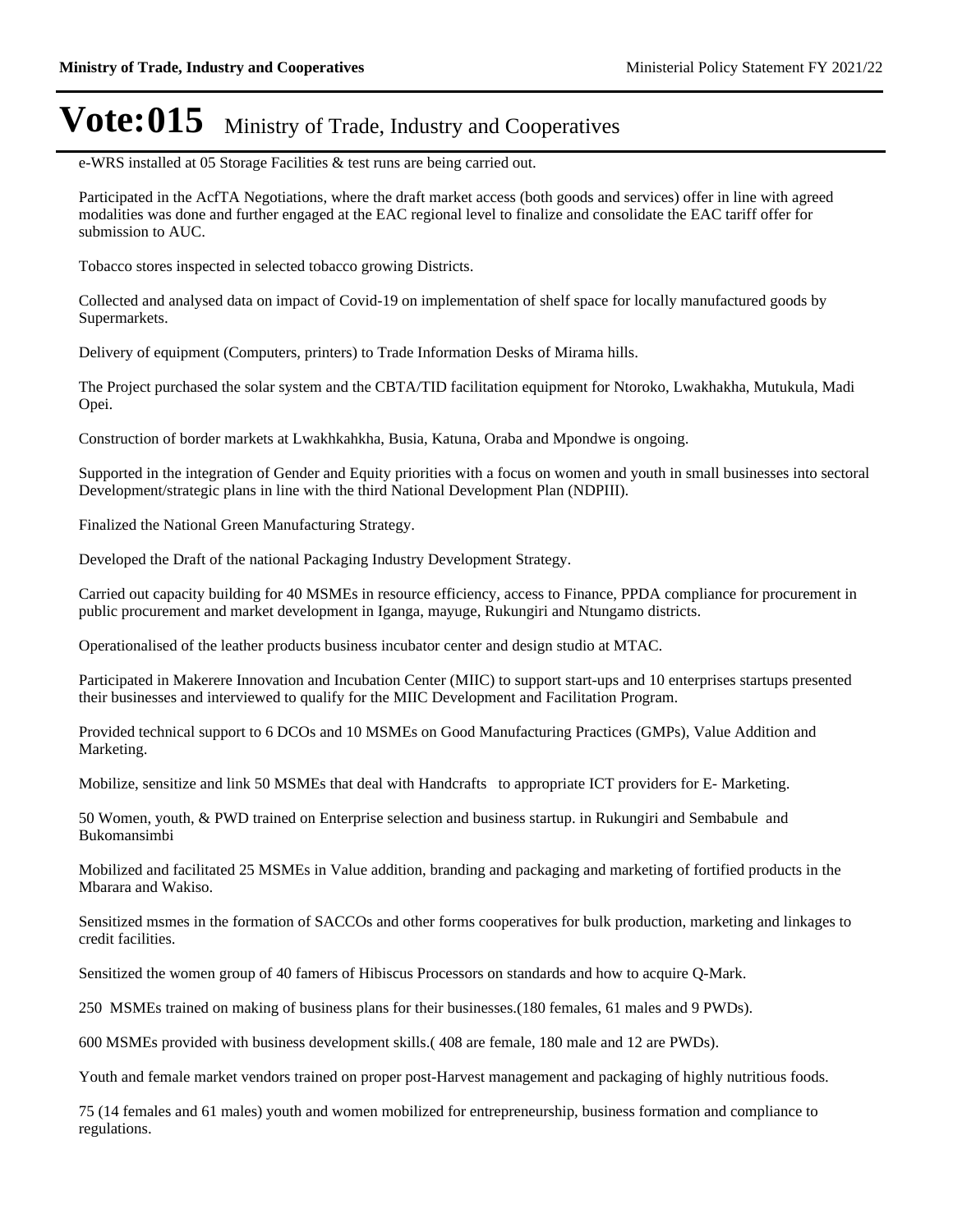e-WRS installed at 05 Storage Facilities & test runs are being carried out.

Participated in the AcfTA Negotiations, where the draft market access (both goods and services) offer in line with agreed modalities was done and further engaged at the EAC regional level to finalize and consolidate the EAC tariff offer for submission to AUC.

Tobacco stores inspected in selected tobacco growing Districts.

Collected and analysed data on impact of Covid-19 on implementation of shelf space for locally manufactured goods by Supermarkets.

Delivery of equipment (Computers, printers) to Trade Information Desks of Mirama hills.

The Project purchased the solar system and the CBTA/TID facilitation equipment for Ntoroko, Lwakhakha, Mutukula, Madi Opei.

Construction of border markets at Lwakhkahkha, Busia, Katuna, Oraba and Mpondwe is ongoing.

Supported in the integration of Gender and Equity priorities with a focus on women and youth in small businesses into sectoral Development/strategic plans in line with the third National Development Plan (NDPIII).

Finalized the National Green Manufacturing Strategy.

Developed the Draft of the national Packaging Industry Development Strategy.

Carried out capacity building for 40 MSMEs in resource efficiency, access to Finance, PPDA compliance for procurement in public procurement and market development in Iganga, mayuge, Rukungiri and Ntungamo districts.

Operationalised of the leather products business incubator center and design studio at MTAC.

Participated in Makerere Innovation and Incubation Center (MIIC) to support start-ups and 10 enterprises startups presented their businesses and interviewed to qualify for the MIIC Development and Facilitation Program.

Provided technical support to 6 DCOs and 10 MSMEs on Good Manufacturing Practices (GMPs), Value Addition and Marketing.

Mobilize, sensitize and link 50 MSMEs that deal with Handcrafts to appropriate ICT providers for E- Marketing.

50 Women, youth, & PWD trained on Enterprise selection and business startup. in Rukungiri and Sembabule and Bukomansimbi

Mobilized and facilitated 25 MSMEs in Value addition, branding and packaging and marketing of fortified products in the Mbarara and Wakiso.

Sensitized msmes in the formation of SACCOs and other forms cooperatives for bulk production, marketing and linkages to credit facilities.

Sensitized the women group of 40 famers of Hibiscus Processors on standards and how to acquire Q-Mark.

250 MSMEs trained on making of business plans for their businesses.(180 females, 61 males and 9 PWDs).

600 MSMEs provided with business development skills.( 408 are female, 180 male and 12 are PWDs).

Youth and female market vendors trained on proper post-Harvest management and packaging of highly nutritious foods.

75 (14 females and 61 males) youth and women mobilized for entrepreneurship, business formation and compliance to regulations.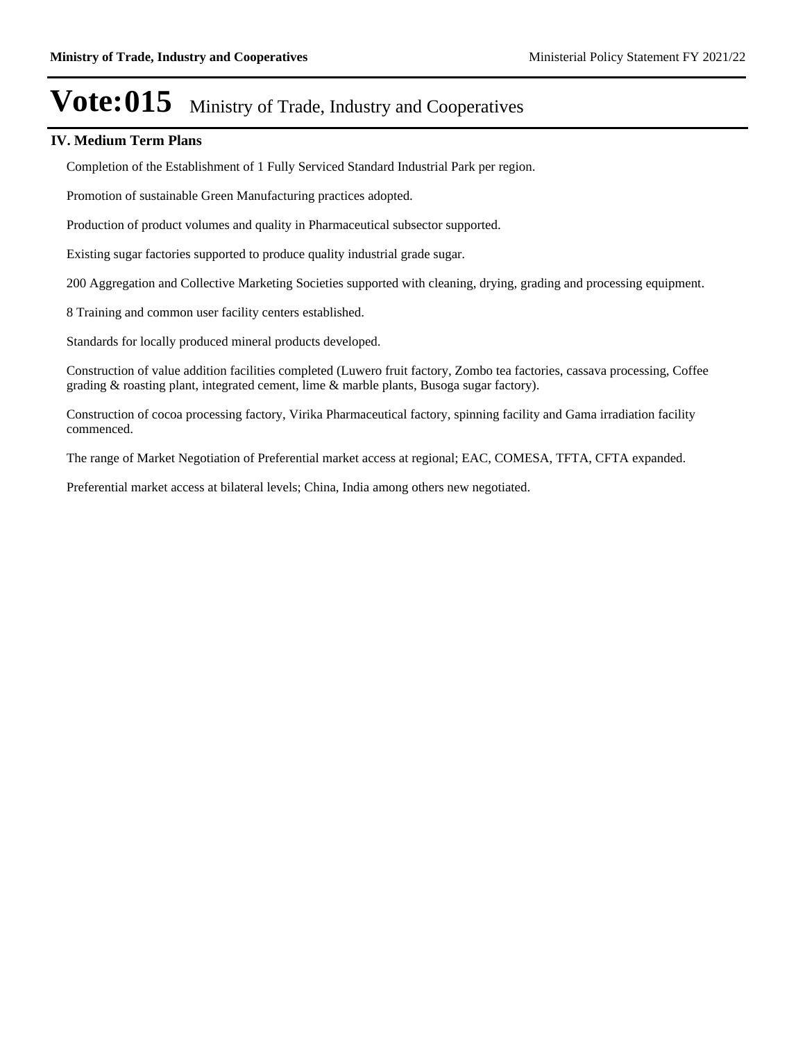# Vote:015 Ministry of Trade, Industry and Cooperatives

## IV. Medium Term Plans

Completion of the Establishment of 1 Fully Serviced Standard Industrial Park per region.

Promotion of sustainable Green Manufacturing practices adopted.

Production of product volumes and quality in Pharmaceutical subsector supported.

Existing sugar factories supported to produce quality industrial grade sugar.

200 Aggregation and Collective Marketing Societies supported with cleaning, drying, grading and processing equipment.

8 Training and common user facility centers established.

Standards for locally produced mineral products developed.

Construction of value addition facilities completed (Luwero fruit factory, Zombo tea factories, cassava processing, Coffee grading & roasting plant, integrated cement, lime & marble plants, Busoga sugar factory).

Construction of cocoa processing factory, Virika Pharmaceutical factory, spinning facility and Gama irradiation facility commenced.

The range of Market Negotiation of Preferential market access at regional; EAC, COMESA, TFTA, CFTA expanded.

Preferential market access at bilateral levels; China, India among others new negotiated.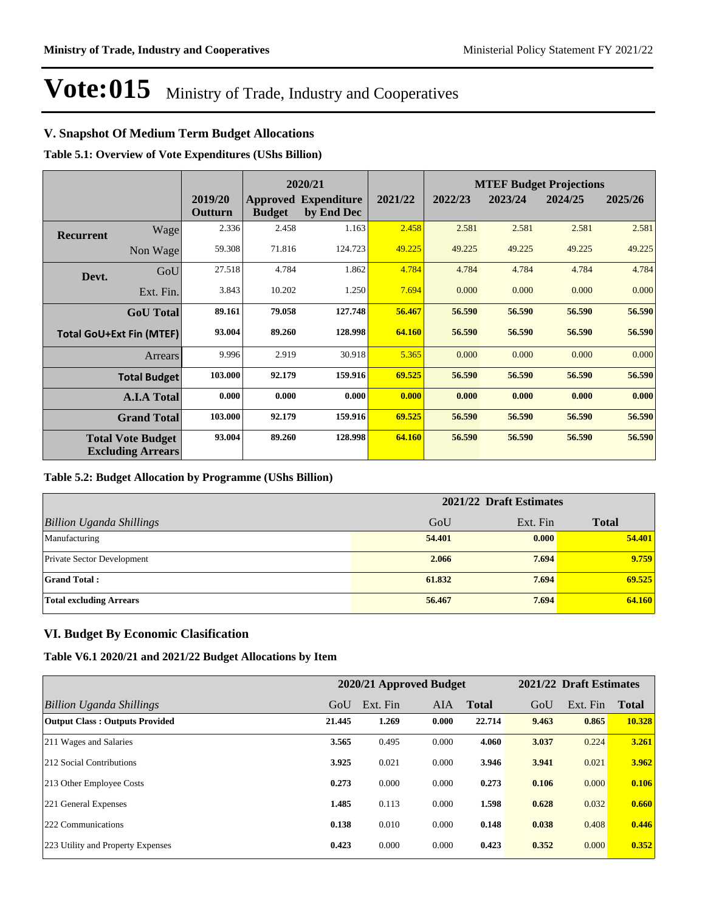# Vote:015 Ministry of Trade, Industry and Cooperatives

## V. Snapshot Of Medium Term Budget Allocations

**Table 5.1: Overview of Vote Expenditures (UShs Billion)**

| | | | 2020/21 | | | MTEF Budget Projections | | | |
|---|---|---|---|---|---|---|---|---|---|
| | | 2019/20 Outturn | Approved Budget | Expenditure by End Dec | 2021/22 | 2022/23 | 2023/24 | 2024/25 | 2025/26 |
| **Recurrent** | Wage | 2.336 | 2.458 | 1.163 | 2.458 | 2.581 | 2.581 | 2.581 | 2.581 |
| | Non Wage | 59.308 | 71.816 | 124.723 | 49.225 | 49.225 | 49.225 | 49.225 | 49.225 |
| **Devt.** | GoU | 27.518 | 4.784 | 1.862 | 4.784 | 4.784 | 4.784 | 4.784 | 4.784 |
| | Ext. Fin. | 3.843 | 10.202 | 1.250 | 7.694 | 0.000 | 0.000 | 0.000 | 0.000 |
| | **GoU Total** | **89.161** | **79.058** | **127.748** | **56.467** | **56.590** | **56.590** | **56.590** | **56.590** |
| **Total GoU+Ext Fin (MTEF)** | | **93.004** | **89.260** | **128.998** | **64.160** | **56.590** | **56.590** | **56.590** | **56.590** |
| | Arrears | 9.996 | 2.919 | 30.918 | 5.365 | 0.000 | 0.000 | 0.000 | 0.000 |
| | **Total Budget** | **103.000** | **92.179** | **159.916** | **69.525** | **56.590** | **56.590** | **56.590** | **56.590** |
| | **A.I.A Total** | **0.000** | **0.000** | **0.000** | **0.000** | **0.000** | **0.000** | **0.000** | **0.000** |
| | **Grand Total** | **103.000** | **92.179** | **159.916** | **69.525** | **56.590** | **56.590** | **56.590** | **56.590** |
| **Total Vote Budget Excluding Arrears** | | **93.004** | **89.260** | **128.998** | **64.160** | **56.590** | **56.590** | **56.590** | **56.590** |

**Table 5.2: Budget Allocation by Programme (UShs Billion)**

| | 2021/22 Draft Estimates | | |
|---|---|---|---|
| *Billion Uganda Shillings* | GoU | Ext. Fin | **Total** |
| Manufacturing | **54.401** | **0.000** | **54.401** |
| Private Sector Development | **2.066** | **7.694** | **9.759** |
| **Grand Total :** | **61.832** | **7.694** | **69.525** |
| **Total excluding Arrears** | **56.467** | **7.694** | **64.160** |

## VI. Budget By Economic Clasification

**Table V6.1 2020/21 and 2021/22 Budget Allocations by Item**

| | 2020/21 Approved Budget | | | | 2021/22 Draft Estimates | | |
|---|---|---|---|---|---|---|---|
| *Billion Uganda Shillings* | GoU | Ext. Fin | AIA | **Total** | GoU | Ext. Fin | **Total** |
| **Output Class : Outputs Provided** | **21.445** | **1.269** | **0.000** | **22.714** | **9.463** | **0.865** | **10.328** |
| 211 Wages and Salaries | **3.565** | 0.495 | 0.000 | **4.060** | **3.037** | 0.224 | **3.261** |
| 212 Social Contributions | **3.925** | 0.021 | 0.000 | **3.946** | **3.941** | 0.021 | **3.962** |
| 213 Other Employee Costs | **0.273** | 0.000 | 0.000 | **0.273** | **0.106** | 0.000 | **0.106** |
| 221 General Expenses | **1.485** | 0.113 | 0.000 | **1.598** | **0.628** | 0.032 | **0.660** |
| 222 Communications | **0.138** | 0.010 | 0.000 | **0.148** | **0.038** | 0.408 | **0.446** |
| 223 Utility and Property Expenses | **0.423** | 0.000 | 0.000 | **0.423** | **0.352** | 0.000 | **0.352** |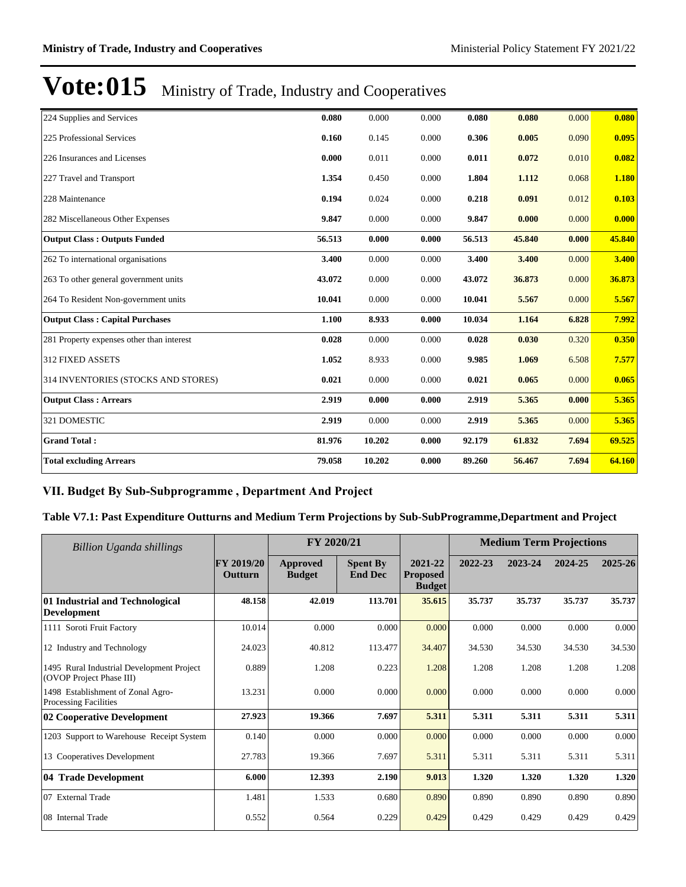# Vote:015 Ministry of Trade, Industry and Cooperatives

| | | | | | | | |
|---|---|---|---|---|---|---|---|
| 224 Supplies and Services | **0.080** | 0.000 | 0.000 | **0.080** | **0.080** | 0.000 | **0.080** |
| 225 Professional Services | **0.160** | 0.145 | 0.000 | **0.306** | **0.005** | 0.090 | **0.095** |
| 226 Insurances and Licenses | **0.000** | 0.011 | 0.000 | **0.011** | **0.072** | 0.010 | **0.082** |
| 227 Travel and Transport | **1.354** | 0.450 | 0.000 | **1.804** | **1.112** | 0.068 | **1.180** |
| 228 Maintenance | **0.194** | 0.024 | 0.000 | **0.218** | **0.091** | 0.012 | **0.103** |
| 282 Miscellaneous Other Expenses | **9.847** | 0.000 | 0.000 | **9.847** | **0.000** | 0.000 | **0.000** |
| **Output Class : Outputs Funded** | **56.513** | **0.000** | **0.000** | **56.513** | **45.840** | **0.000** | **45.840** |
| 262 To international organisations | **3.400** | 0.000 | 0.000 | **3.400** | **3.400** | 0.000 | **3.400** |
| 263 To other general government units | **43.072** | 0.000 | 0.000 | **43.072** | **36.873** | 0.000 | **36.873** |
| 264 To Resident Non-government units | **10.041** | 0.000 | 0.000 | **10.041** | **5.567** | 0.000 | **5.567** |
| **Output Class : Capital Purchases** | **1.100** | **8.933** | **0.000** | **10.034** | **1.164** | **6.828** | **7.992** |
| 281 Property expenses other than interest | **0.028** | 0.000 | 0.000 | **0.028** | **0.030** | 0.320 | **0.350** |
| 312 FIXED ASSETS | **1.052** | 8.933 | 0.000 | **9.985** | **1.069** | 6.508 | **7.577** |
| 314 INVENTORIES (STOCKS AND STORES) | **0.021** | 0.000 | 0.000 | **0.021** | **0.065** | 0.000 | **0.065** |
| **Output Class : Arrears** | **2.919** | **0.000** | **0.000** | **2.919** | **5.365** | **0.000** | **5.365** |
| 321 DOMESTIC | **2.919** | 0.000 | 0.000 | **2.919** | **5.365** | 0.000 | **5.365** |
| **Grand Total :** | **81.976** | **10.202** | **0.000** | **92.179** | **61.832** | **7.694** | **69.525** |
| **Total excluding Arrears** | **79.058** | **10.202** | **0.000** | **89.260** | **56.467** | **7.694** | **64.160** |

## VII. Budget By Sub-Subprogramme , Department And Project

### Table V7.1: Past Expenditure Outturns and Medium Term Projections by Sub-SubProgramme,Department and Project

| *Billion Uganda shillings* | | FY 2020/21 | | | Medium Term Projections | | | |
|---|---|---|---|---|---|---|---|---|
| | FY 2019/20 Outturn | Approved Budget | Spent By End Dec | 2021-22 Proposed Budget | 2022-23 | 2023-24 | 2024-25 | 2025-26 |
| **01 Industrial and Technological Development** | **48.158** | **42.019** | **113.701** | **35.615** | **35.737** | **35.737** | **35.737** | **35.737** |
| 1111 Soroti Fruit Factory | 10.014 | 0.000 | 0.000 | 0.000 | 0.000 | 0.000 | 0.000 | 0.000 |
| 12 Industry and Technology | 24.023 | 40.812 | 113.477 | 34.407 | 34.530 | 34.530 | 34.530 | 34.530 |
| 1495 Rural Industrial Development Project (OVOP Project Phase III) | 0.889 | 1.208 | 0.223 | 1.208 | 1.208 | 1.208 | 1.208 | 1.208 |
| 1498 Establishment of Zonal Agro-Processing Facilities | 13.231 | 0.000 | 0.000 | 0.000 | 0.000 | 0.000 | 0.000 | 0.000 |
| **02 Cooperative Development** | **27.923** | **19.366** | **7.697** | **5.311** | **5.311** | **5.311** | **5.311** | **5.311** |
| 1203 Support to Warehouse Receipt System | 0.140 | 0.000 | 0.000 | 0.000 | 0.000 | 0.000 | 0.000 | 0.000 |
| 13 Cooperatives Development | 27.783 | 19.366 | 7.697 | 5.311 | 5.311 | 5.311 | 5.311 | 5.311 |
| **04 Trade Development** | **6.000** | **12.393** | **2.190** | **9.013** | **1.320** | **1.320** | **1.320** | **1.320** |
| 07 External Trade | 1.481 | 1.533 | 0.680 | 0.890 | 0.890 | 0.890 | 0.890 | 0.890 |
| 08 Internal Trade | 0.552 | 0.564 | 0.229 | 0.429 | 0.429 | 0.429 | 0.429 | 0.429 |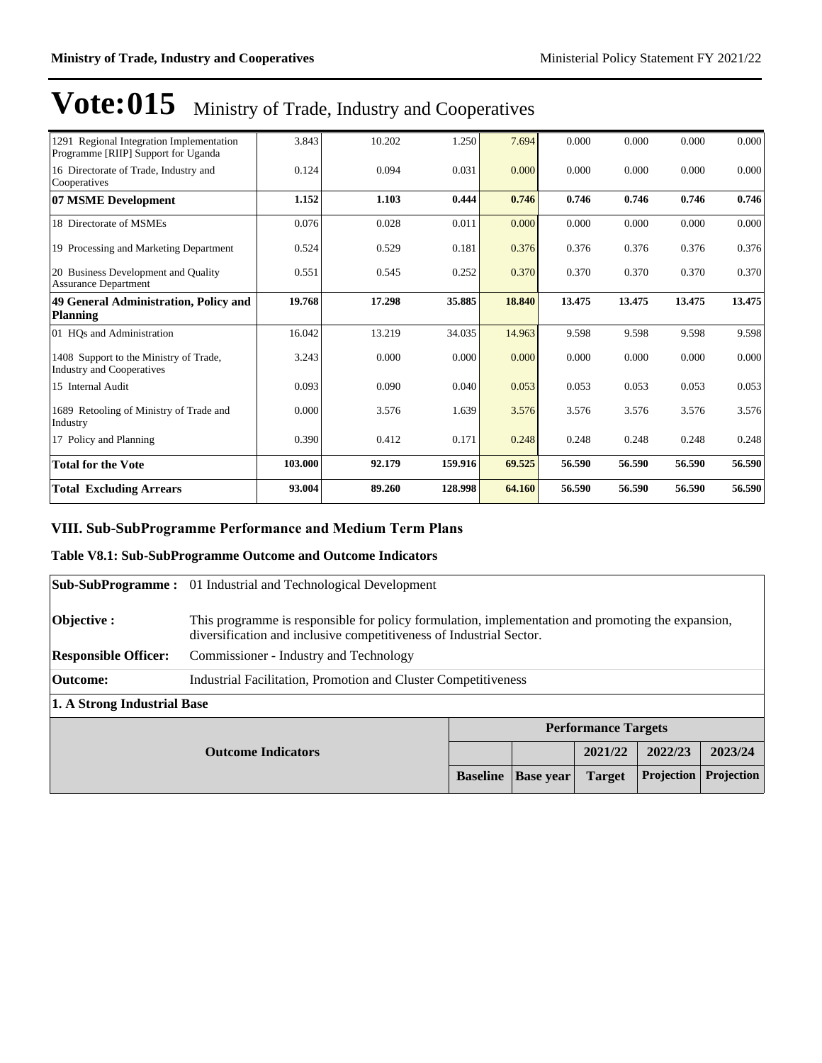# Vote:015 Ministry of Trade, Industry and Cooperatives

| | | | | | | | | |
|---|---|---|---|---|---|---|---|---|
| 1291 Regional Integration Implementation Programme [RIIP] Support for Uganda | 3.843 | 10.202 | 1.250 | 7.694 | 0.000 | 0.000 | 0.000 | 0.000 |
| 16 Directorate of Trade, Industry and Cooperatives | 0.124 | 0.094 | 0.031 | 0.000 | 0.000 | 0.000 | 0.000 | 0.000 |
| **07 MSME Development** | **1.152** | **1.103** | **0.444** | **0.746** | **0.746** | **0.746** | **0.746** | **0.746** |
| 18 Directorate of MSMEs | 0.076 | 0.028 | 0.011 | 0.000 | 0.000 | 0.000 | 0.000 | 0.000 |
| 19 Processing and Marketing Department | 0.524 | 0.529 | 0.181 | 0.376 | 0.376 | 0.376 | 0.376 | 0.376 |
| 20 Business Development and Quality Assurance Department | 0.551 | 0.545 | 0.252 | 0.370 | 0.370 | 0.370 | 0.370 | 0.370 |
| **49 General Administration, Policy and Planning** | **19.768** | **17.298** | **35.885** | **18.840** | **13.475** | **13.475** | **13.475** | **13.475** |
| 01 HQs and Administration | 16.042 | 13.219 | 34.035 | 14.963 | 9.598 | 9.598 | 9.598 | 9.598 |
| 1408 Support to the Ministry of Trade, Industry and Cooperatives | 3.243 | 0.000 | 0.000 | 0.000 | 0.000 | 0.000 | 0.000 | 0.000 |
| 15 Internal Audit | 0.093 | 0.090 | 0.040 | 0.053 | 0.053 | 0.053 | 0.053 | 0.053 |
| 1689 Retooling of Ministry of Trade and Industry | 0.000 | 3.576 | 1.639 | 3.576 | 3.576 | 3.576 | 3.576 | 3.576 |
| 17 Policy and Planning | 0.390 | 0.412 | 0.171 | 0.248 | 0.248 | 0.248 | 0.248 | 0.248 |
| **Total for the Vote** | **103.000** | **92.179** | **159.916** | **69.525** | **56.590** | **56.590** | **56.590** | **56.590** |
| **Total Excluding Arrears** | **93.004** | **89.260** | **128.998** | **64.160** | **56.590** | **56.590** | **56.590** | **56.590** |

## VIII. Sub-SubProgramme Performance and Medium Term Plans

### Table V8.1: Sub-SubProgramme Outcome and Outcome Indicators

| | |
|---|---|
| **Sub-SubProgramme :** | 01 Industrial and Technological Development |
| **Objective :** | This programme is responsible for policy formulation, implementation and promoting the expansion, diversification and inclusive competitiveness of Industrial Sector. |
| **Responsible Officer:** | Commissioner - Industry and Technology |
| **Outcome:** | Industrial Facilitation, Promotion and Cluster Competitiveness |

**1. A Strong Industrial Base**

| Outcome Indicators | Performance Targets | | | | |
|---|---|---|---|---|---|
| | | | 2021/22 | 2022/23 | 2023/24 |
| | Baseline | Base year | Target | Projection | Projection |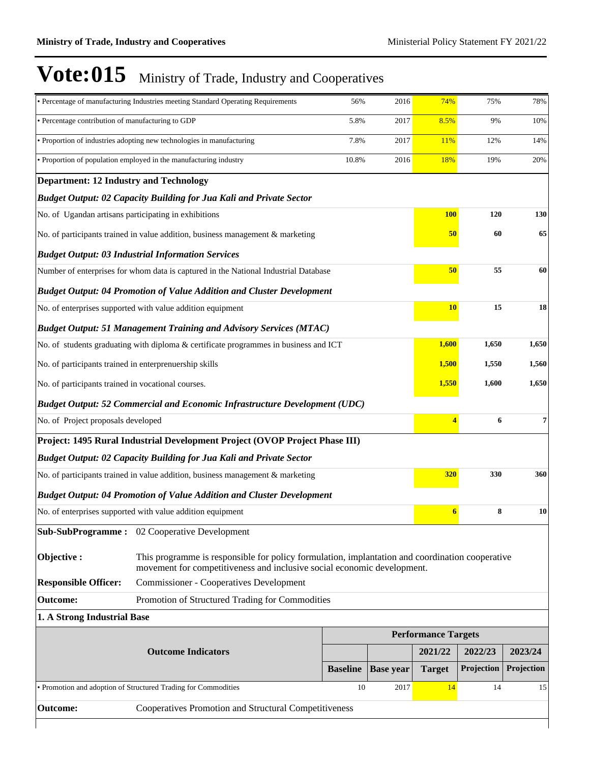# Vote:015 Ministry of Trade, Industry and Cooperatives

| | | | | | |
|---|---|---|---|---|---|
| • Percentage of manufacturing Industries meeting Standard Operating Requirements | 56% | 2016 | 74% | 75% | 78% |
| • Percentage contribution of manufacturing to GDP | 5.8% | 2017 | 8.5% | 9% | 10% |
| • Proportion of industries adopting new technologies in manufacturing | 7.8% | 2017 | 11% | 12% | 14% |
| • Proportion of population employed in the manufacturing industry | 10.8% | 2016 | 18% | 19% | 20% |

**Department: 12 Industry and Technology**

***Budget Output: 02 Capacity Building for Jua Kali and Private Sector***

| | | | |
|---|---|---|---|
| No. of Ugandan artisans participating in exhibitions | **100** | **120** | **130** |
| No. of participants trained in value addition, business management & marketing | **50** | **60** | **65** |

***Budget Output: 03 Industrial Information Services***

| | | | |
|---|---|---|---|
| Number of enterprises for whom data is captured in the National Industrial Database | **50** | **55** | **60** |

***Budget Output: 04 Promotion of Value Addition and Cluster Development***

| | | | |
|---|---|---|---|
| No. of enterprises supported with value addition equipment | **10** | **15** | **18** |

***Budget Output: 51 Management Training and Advisory Services (MTAC)***

| | | | |
|---|---|---|---|
| No. of students graduating with diploma & certificate programmes in business and ICT | **1,600** | **1,650** | **1,650** |
| No. of participants trained in enterprenuership skills | **1,500** | **1,550** | **1,560** |
| No. of participants trained in vocational courses. | **1,550** | **1,600** | **1,650** |

***Budget Output: 52 Commercial and Economic Infrastructure Development (UDC)***

| | | | |
|---|---|---|---|
| No. of Project proposals developed | **4** | **6** | **7** |

**Project: 1495 Rural Industrial Development Project (OVOP Project Phase III)**

***Budget Output: 02 Capacity Building for Jua Kali and Private Sector***

| | | | |
|---|---|---|---|
| No. of participants trained in value addition, business management & marketing | **320** | **330** | **360** |

***Budget Output: 04 Promotion of Value Addition and Cluster Development***

| | | | |
|---|---|---|---|
| No. of enterprises supported with value addition equipment | **6** | **8** | **10** |

**Sub-SubProgramme :** 02 Cooperative Development

**Objective :** This programme is responsible for policy formulation, implantation and coordination cooperative movement for competitiveness and inclusive social economic development.

**Responsible Officer:** Commissioner - Cooperatives Development

**Outcome:** Promotion of Structured Trading for Commodities

**1. A Strong Industrial Base**

| Outcome Indicators | Performance Targets | | | | |
|---|---|---|---|---|---|
| | | | 2021/22 | 2022/23 | 2023/24 |
| | Baseline | Base year | Target | Projection | Projection |
| • Promotion and adoption of Structured Trading for Commodities | 10 | 2017 | 14 | 14 | 15 |

**Outcome:** Cooperatives Promotion and Structural Competitiveness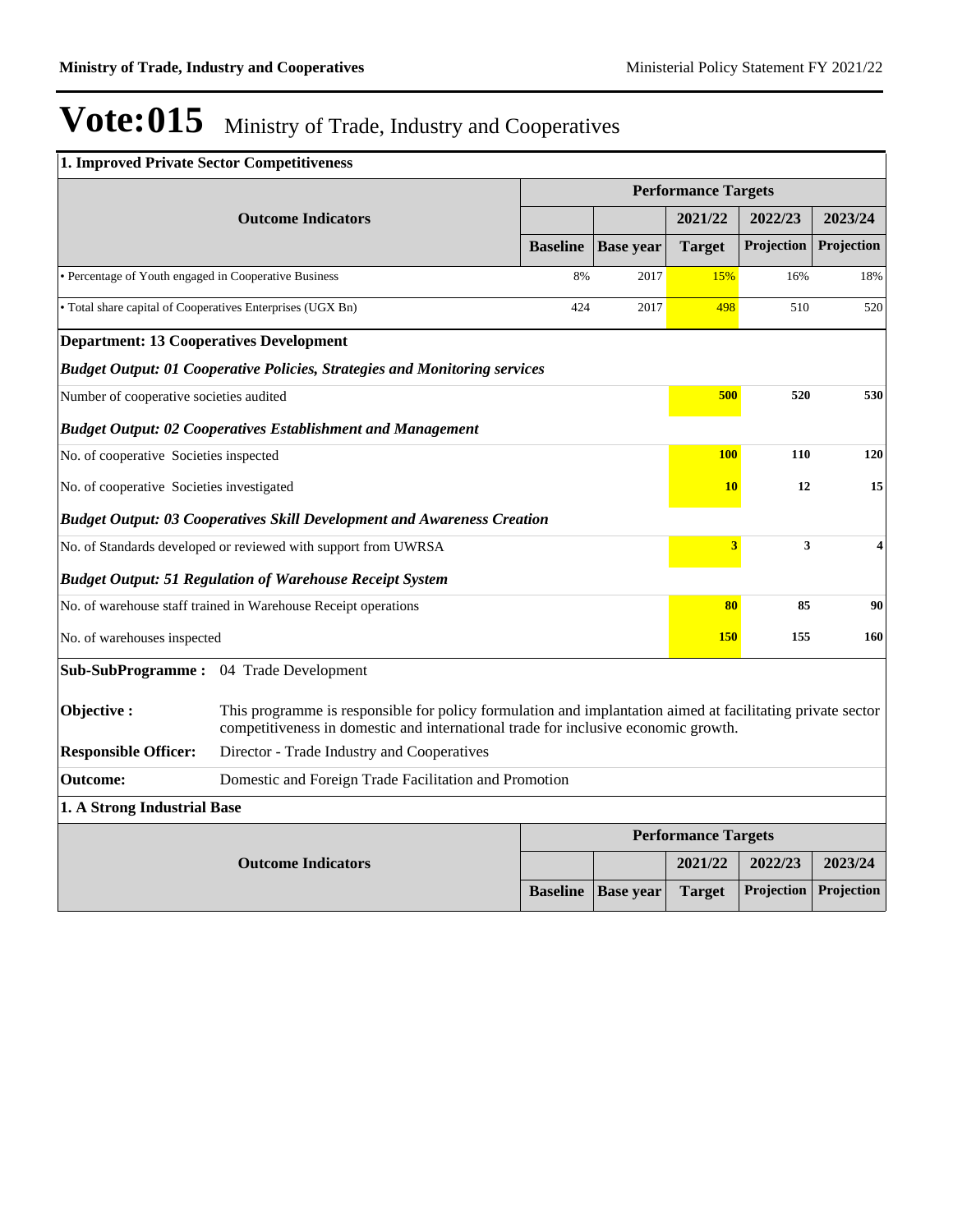# Vote:015 Ministry of Trade, Industry and Cooperatives

**1. Improved Private Sector Competitiveness**

| Outcome Indicators | | | Performance Targets | | |
|---|---|---|---|---|---|
| | | | 2021/22 | 2022/23 | 2023/24 |
| | Baseline | Base year | Target | Projection | Projection |
| • Percentage of Youth engaged in Cooperative Business | 8% | 2017 | 15% | 16% | 18% |
| • Total share capital of Cooperatives Enterprises (UGX Bn) | 424 | 2017 | 498 | 510 | 520 |

**Department: 13 Cooperatives Development**

| | 2021/22 | 2022/23 | 2023/24 |
|---|---|---|---|
| ***Budget Output: 01 Cooperative Policies, Strategies and Monitoring services*** | | | |
| Number of cooperative societies audited | **500** | **520** | **530** |
| ***Budget Output: 02 Cooperatives Establishment and Management*** | | | |
| No. of cooperative Societies inspected | **100** | **110** | **120** |
| No. of cooperative Societies investigated | **10** | **12** | **15** |
| ***Budget Output: 03 Cooperatives Skill Development and Awareness Creation*** | | | |
| No. of Standards developed or reviewed with support from UWRSA | **3** | **3** | **4** |
| ***Budget Output: 51 Regulation of Warehouse Receipt System*** | | | |
| No. of warehouse staff trained in Warehouse Receipt operations | **80** | **85** | **90** |
| No. of warehouses inspected | **150** | **155** | **160** |

**Sub-SubProgramme :** 04 Trade Development

**Objective :** This programme is responsible for policy formulation and implantation aimed at facilitating private sector competitiveness in domestic and international trade for inclusive economic growth.

**Responsible Officer:** Director - Trade Industry and Cooperatives

**Outcome:** Domestic and Foreign Trade Facilitation and Promotion

**1. A Strong Industrial Base**

| Outcome Indicators | | | Performance Targets | | |
|---|---|---|---|---|---|
| | | | 2021/22 | 2022/23 | 2023/24 |
| | Baseline | Base year | Target | Projection | Projection |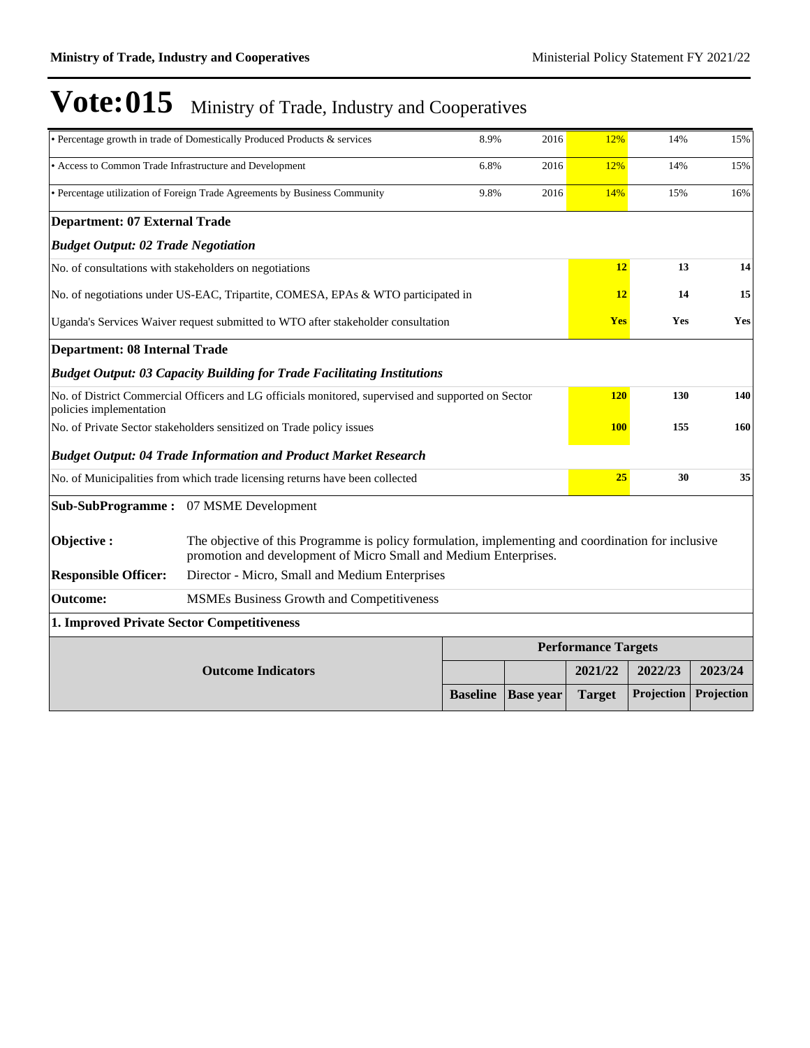# Vote:015 Ministry of Trade, Industry and Cooperatives

| | | | | | |
|---|---|---|---|---|---|
| • Percentage growth in trade of Domestically Produced Products & services | 8.9% | 2016 | 12% | 14% | 15% |
| • Access to Common Trade Infrastructure and Development | 6.8% | 2016 | 12% | 14% | 15% |
| • Percentage utilization of Foreign Trade Agreements by Business Community | 9.8% | 2016 | 14% | 15% | 16% |

**Department: 07 External Trade**

***Budget Output: 02 Trade Negotiation***

| | | | |
|---|---|---|---|
| No. of consultations with stakeholders on negotiations | **12** | **13** | **14** |
| No. of negotiations under US-EAC, Tripartite, COMESA, EPAs & WTO participated in | **12** | **14** | **15** |
| Uganda's Services Waiver request submitted to WTO after stakeholder consultation | **Yes** | **Yes** | **Yes** |

**Department: 08 Internal Trade**

***Budget Output: 03 Capacity Building for Trade Facilitating Institutions***

| | | | |
|---|---|---|---|
| No. of District Commercial Officers and LG officials monitored, supervised and supported on Sector policies implementation | **120** | **130** | **140** |
| No. of Private Sector stakeholders sensitized on Trade policy issues | **100** | **155** | **160** |

***Budget Output: 04 Trade Information and Product Market Research***

| | | | |
|---|---|---|---|
| No. of Municipalities from which trade licensing returns have been collected | **25** | **30** | **35** |

**Sub-SubProgramme :** 07 MSME Development

**Objective :** The objective of this Programme is policy formulation, implementing and coordination for inclusive promotion and development of Micro Small and Medium Enterprises.

**Responsible Officer:** Director - Micro, Small and Medium Enterprises

**Outcome:** MSMEs Business Growth and Competitiveness

**1. Improved Private Sector Competitiveness**

| Outcome Indicators | Performance Targets | | | | |
|---|---|---|---|---|---|
| | | | 2021/22 | 2022/23 | 2023/24 |
| | Baseline | Base year | Target | Projection | Projection |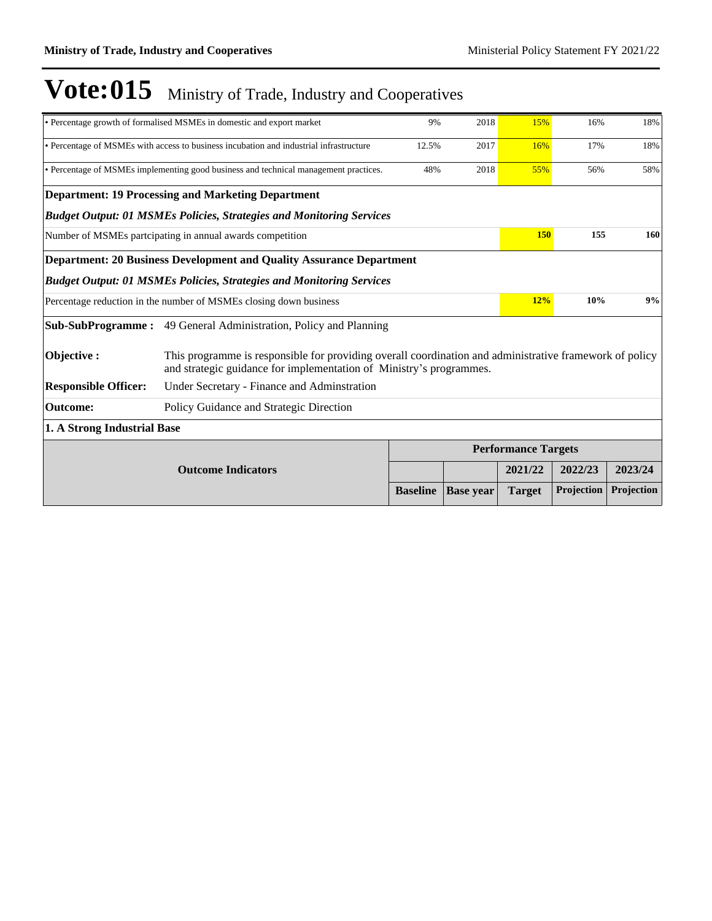# Vote:015 Ministry of Trade, Industry and Cooperatives

| | | | | | |
|---|---|---|---|---|---|
| • Percentage growth of formalised MSMEs in domestic and export market | 9% | 2018 | 15% | 16% | 18% |
| • Percentage of MSMEs with access to business incubation and industrial infrastructure | 12.5% | 2017 | 16% | 17% | 18% |
| • Percentage of MSMEs implementing good business and technical management practices. | 48% | 2018 | 55% | 56% | 58% |

**Department: 19 Processing and Marketing Department**

***Budget Output: 01 MSMEs Policies, Strategies and Monitoring Services***

| | | | | | |
|---|---|---|---|---|---|
| Number of MSMEs partcipating in annual awards competition | | | **150** | **155** | **160** |

**Department: 20 Business Development and Quality Assurance Department**

***Budget Output: 01 MSMEs Policies, Strategies and Monitoring Services***

| | | | | | |
|---|---|---|---|---|---|
| Percentage reduction in the number of MSMEs closing down business | | | **12%** | **10%** | **9%** |

**Sub-SubProgramme :** 49 General Administration, Policy and Planning

**Objective :** This programme is responsible for providing overall coordination and administrative framework of policy and strategic guidance for implementation of Ministry's programmes.

**Responsible Officer:** Under Secretary - Finance and Adminstration

**Outcome:** Policy Guidance and Strategic Direction

**1. A Strong Industrial Base**

| Outcome Indicators | Performance Targets | | | | |
|---|---|---|---|---|---|
| | | | 2021/22 | 2022/23 | 2023/24 |
| | Baseline | Base year | Target | Projection | Projection |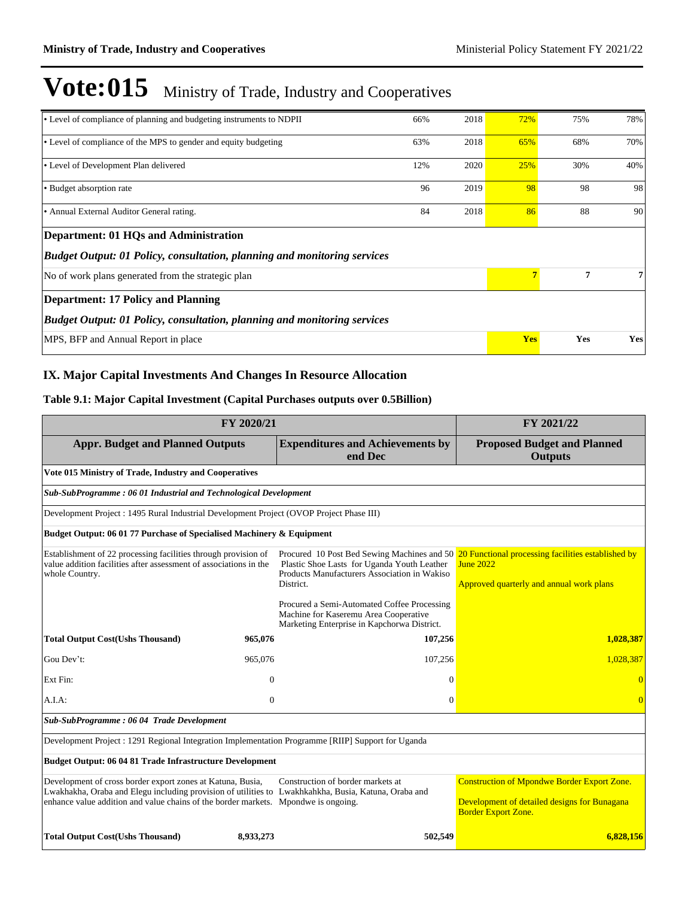# Vote:015 Ministry of Trade, Industry and Cooperatives

| | | | | | |
|---|---|---|---|---|---|
| • Level of compliance of planning and budgeting instruments to NDPII | 66% | 2018 | 72% | 75% | 78% |
| • Level of compliance of the MPS to gender and equity budgeting | 63% | 2018 | 65% | 68% | 70% |
| • Level of Development Plan delivered | 12% | 2020 | 25% | 30% | 40% |
| • Budget absorption rate | 96 | 2019 | 98 | 98 | 98 |
| • Annual External Auditor General rating. | 84 | 2018 | 86 | 88 | 90 |
| **Department: 01 HQs and Administration** | | | | | |
| ***Budget Output: 01 Policy, consultation, planning and monitoring services*** | | | | | |
| No of work plans generated from the strategic plan | | | **7** | **7** | **7** |
| **Department: 17 Policy and Planning** | | | | | |
| ***Budget Output: 01 Policy, consultation, planning and monitoring services*** | | | | | |
| MPS, BFP and Annual Report in place | | | **Yes** | **Yes** | **Yes** |

## IX. Major Capital Investments And Changes In Resource Allocation

### Table 9.1: Major Capital Investment (Capital Purchases outputs over 0.5Billion)

| FY 2020/21 | | | FY 2021/22 |
|---|---|---|---|
| **Appr. Budget and Planned Outputs** | | **Expenditures and Achievements by end Dec** | **Proposed Budget and Planned Outputs** |
| **Vote 015 Ministry of Trade, Industry and Cooperatives** | | | |
| ***Sub-SubProgramme : 06 01 Industrial and Technological Development*** | | | |
| Development Project : 1495 Rural Industrial Development Project (OVOP Project Phase III) | | | |
| **Budget Output: 06 01 77 Purchase of Specialised Machinery & Equipment** | | | |
| Establishment of 22 processing facilities through provision of value addition facilities after assessment of associations in the whole Country. | | Procured 10 Post Bed Sewing Machines and 50 Plastic Shoe Lasts for Uganda Youth Leather Products Manufacturers Association in Wakiso District.<br><br>Procured a Semi-Automated Coffee Processing Machine for Kaseremu Area Cooperative Marketing Enterprise in Kapchorwa District. | 20 Functional processing facilities established by June 2022<br><br>Approved quarterly and annual work plans |
| **Total Output Cost(Ushs Thousand)** | **965,076** | **107,256** | **1,028,387** |
| Gou Dev't: | 965,076 | 107,256 | 1,028,387 |
| Ext Fin: | 0 | 0 | 0 |
| A.I.A: | 0 | 0 | 0 |
| ***Sub-SubProgramme : 06 04 Trade Development*** | | | |
| Development Project : 1291 Regional Integration Implementation Programme [RIIP] Support for Uganda | | | |
| **Budget Output: 06 04 81 Trade Infrastructure Development** | | | |
| Development of cross border export zones at Katuna, Busia, Lwakhakha, Oraba and Elegu including provision of utilities to enhance value addition and value chains of the border markets. | | Construction of border markets at Lwakhkahkha, Busia, Katuna, Oraba and Mpondwe is ongoing. | Construction of Mpondwe Border Export Zone.<br><br>Development of detailed designs for Bunagana Border Export Zone. |
| **Total Output Cost(Ushs Thousand)** | **8,933,273** | **502,549** | **6,828,156** |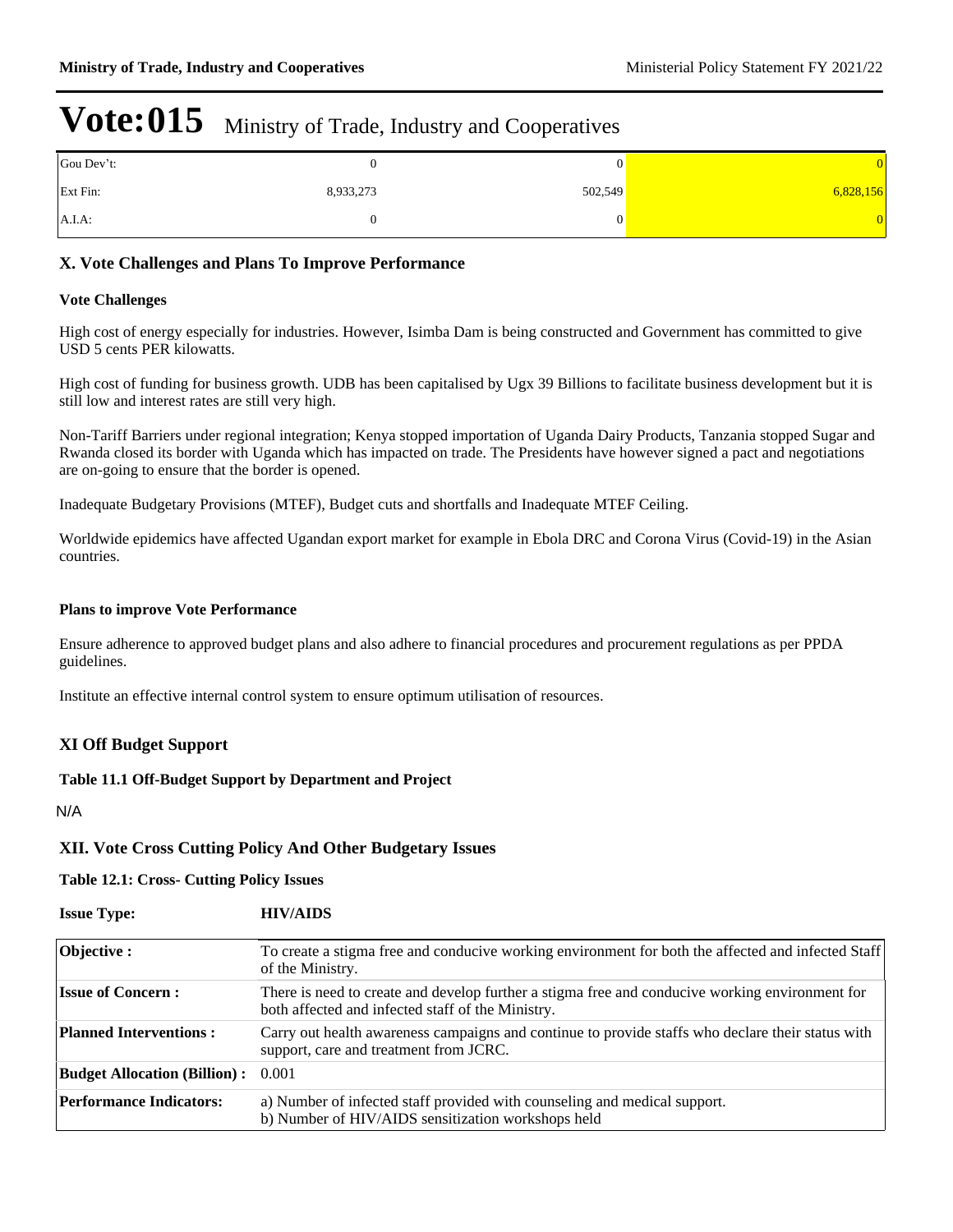# Vote:015 Ministry of Trade, Industry and Cooperatives

| | | | |
|---|---|---|---|
| Gou Dev't: | 0 | 0 | 0 |
| Ext Fin: | 8,933,273 | 502,549 | 6,828,156 |
| A.I.A: | 0 | 0 | 0 |

## X. Vote Challenges and Plans To Improve Performance

### Vote Challenges

High cost of energy especially for industries. However, Isimba Dam is being constructed and Government has committed to give USD 5 cents PER kilowatts.

High cost of funding for business growth. UDB has been capitalised by Ugx 39 Billions to facilitate business development but it is still low and interest rates are still very high.

Non-Tariff Barriers under regional integration; Kenya stopped importation of Uganda Dairy Products, Tanzania stopped Sugar and Rwanda closed its border with Uganda which has impacted on trade. The Presidents have however signed a pact and negotiations are on-going to ensure that the border is opened.

Inadequate Budgetary Provisions (MTEF), Budget cuts and shortfalls and Inadequate MTEF Ceiling.

Worldwide epidemics have affected Ugandan export market for example in Ebola DRC and Corona Virus (Covid-19) in the Asian countries.

### Plans to improve Vote Performance

Ensure adherence to approved budget plans and also adhere to financial procedures and procurement regulations as per PPDA guidelines.

Institute an effective internal control system to ensure optimum utilisation of resources.

## XI Off Budget Support

### Table 11.1 Off-Budget Support by Department and Project

N/A

## XII. Vote Cross Cutting Policy And Other Budgetary Issues

### Table 12.1: Cross- Cutting Policy Issues

**Issue Type:** **HIV/AIDS**

| | |
|---|---|
| **Objective :** | To create a stigma free and conducive working environment for both the affected and infected Staff of the Ministry. |
| **Issue of Concern :** | There is need to create and develop further a stigma free and conducive working environment for both affected and infected staff of the Ministry. |
| **Planned Interventions :** | Carry out health awareness campaigns and continue to provide staffs who declare their status with support, care and treatment from JCRC. |
| **Budget Allocation (Billion) :** | 0.001 |
| **Performance Indicators:** | a) Number of infected staff provided with counseling and medical support.<br>b) Number of HIV/AIDS sensitization workshops held |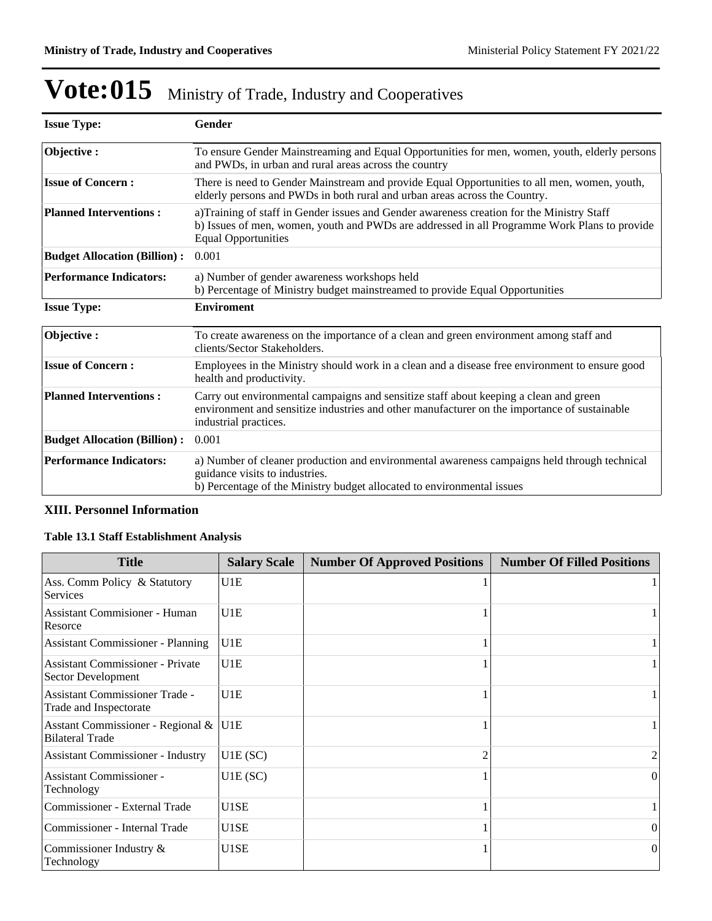# Vote:015 Ministry of Trade, Industry and Cooperatives

| **Issue Type:** | **Gender** |
|---|---|
| **Objective :** | To ensure Gender Mainstreaming and Equal Opportunities for men, women, youth, elderly persons and PWDs, in urban and rural areas across the country |
| **Issue of Concern :** | There is need to Gender Mainstream and provide Equal Opportunities to all men, women, youth, elderly persons and PWDs in both rural and urban areas across the Country. |
| **Planned Interventions :** | a)Training of staff in Gender issues and Gender awareness creation for the Ministry Staff<br>b) Issues of men, women, youth and PWDs are addressed in all Programme Work Plans to provide Equal Opportunities |
| **Budget Allocation (Billion) :** | 0.001 |
| **Performance Indicators:** | a) Number of gender awareness workshops held<br>b) Percentage of Ministry budget mainstreamed to provide Equal Opportunities |

| **Issue Type:** | **Enviroment** |
|---|---|
| **Objective :** | To create awareness on the importance of a clean and green environment among staff and clients/Sector Stakeholders. |
| **Issue of Concern :** | Employees in the Ministry should work in a clean and a disease free environment to ensure good health and productivity. |
| **Planned Interventions :** | Carry out environmental campaigns and sensitize staff about keeping a clean and green environment and sensitize industries and other manufacturer on the importance of sustainable industrial practices. |
| **Budget Allocation (Billion) :** | 0.001 |
| **Performance Indicators:** | a) Number of cleaner production and environmental awareness campaigns held through technical guidance visits to industries.<br>b) Percentage of the Ministry budget allocated to environmental issues |

## XIII. Personnel Information

### Table 13.1 Staff Establishment Analysis

| Title | Salary Scale | Number Of Approved Positions | Number Of Filled Positions |
|---|---|---|---|
| Ass. Comm Policy & Statutory Services | U1E | 1 | 1 |
| Assistant Commisioner - Human Resorce | U1E | 1 | 1 |
| Assistant Commissioner - Planning | U1E | 1 | 1 |
| Assistant Commissioner - Private Sector Development | U1E | 1 | 1 |
| Assistant Commissioner Trade - Trade and Inspectorate | U1E | 1 | 1 |
| Asstant Commissioner - Regional & Bilateral Trade | U1E | 1 | 1 |
| Assistant Commissioner - Industry | U1E (SC) | 2 | 2 |
| Assistant Commissioner - Technology | U1E (SC) | 1 | 0 |
| Commissioner - External Trade | U1SE | 1 | 1 |
| Commissioner - Internal Trade | U1SE | 1 | 0 |
| Commissioner Industry & Technology | U1SE | 1 | 0 |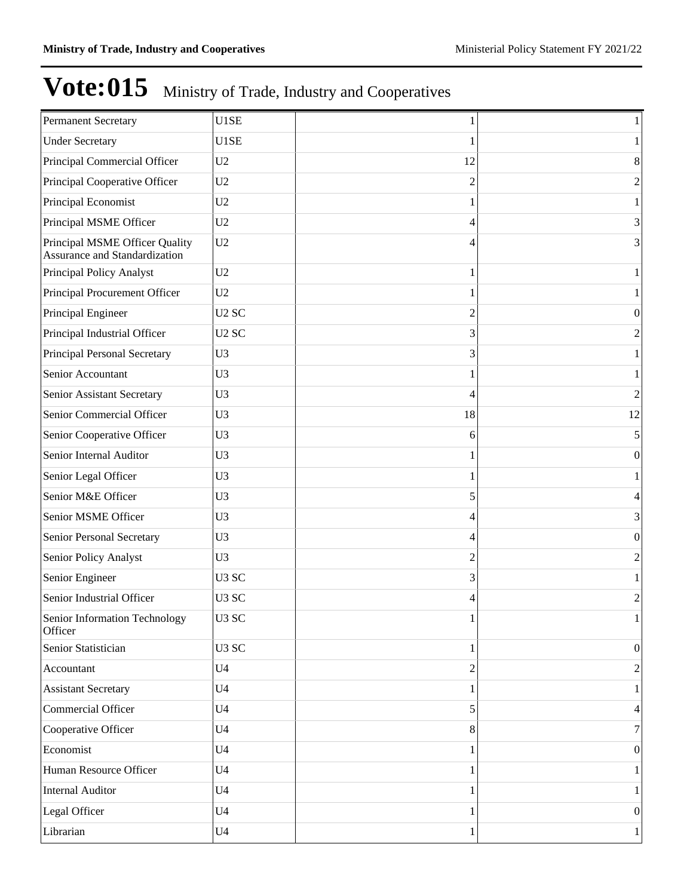# Vote:015 Ministry of Trade, Industry and Cooperatives

| | | | |
|---|---|---|---|
| Permanent Secretary | U1SE | 1 | 1 |
| Under Secretary | U1SE | 1 | 1 |
| Principal Commercial Officer | U2 | 12 | 8 |
| Principal Cooperative Officer | U2 | 2 | 2 |
| Principal Economist | U2 | 1 | 1 |
| Principal MSME Officer | U2 | 4 | 3 |
| Principal MSME Officer Quality Assurance and Standardization | U2 | 4 | 3 |
| Principal Policy Analyst | U2 | 1 | 1 |
| Principal Procurement Officer | U2 | 1 | 1 |
| Principal Engineer | U2 SC | 2 | 0 |
| Principal Industrial Officer | U2 SC | 3 | 2 |
| Principal Personal Secretary | U3 | 3 | 1 |
| Senior Accountant | U3 | 1 | 1 |
| Senior Assistant Secretary | U3 | 4 | 2 |
| Senior Commercial Officer | U3 | 18 | 12 |
| Senior Cooperative Officer | U3 | 6 | 5 |
| Senior Internal Auditor | U3 | 1 | 0 |
| Senior Legal Officer | U3 | 1 | 1 |
| Senior M&E Officer | U3 | 5 | 4 |
| Senior MSME Officer | U3 | 4 | 3 |
| Senior Personal Secretary | U3 | 4 | 0 |
| Senior Policy Analyst | U3 | 2 | 2 |
| Senior Engineer | U3 SC | 3 | 1 |
| Senior Industrial Officer | U3 SC | 4 | 2 |
| Senior Information Technology Officer | U3 SC | 1 | 1 |
| Senior Statistician | U3 SC | 1 | 0 |
| Accountant | U4 | 2 | 2 |
| Assistant Secretary | U4 | 1 | 1 |
| Commercial Officer | U4 | 5 | 4 |
| Cooperative Officer | U4 | 8 | 7 |
| Economist | U4 | 1 | 0 |
| Human Resource Officer | U4 | 1 | 1 |
| Internal Auditor | U4 | 1 | 1 |
| Legal Officer | U4 | 1 | 0 |
| Librarian | U4 | 1 | 1 |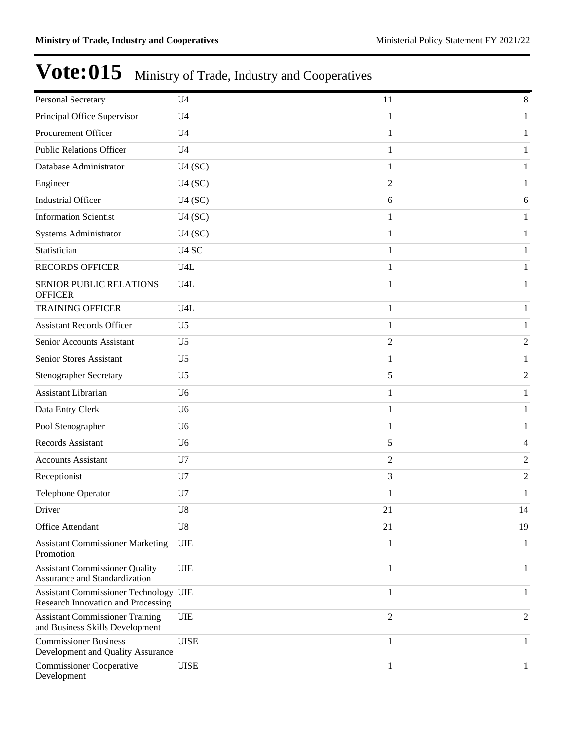# Vote:015 Ministry of Trade, Industry and Cooperatives

| | | | |
|---|---|---|---|
| Personal Secretary | U4 | 11 | 8 |
| Principal Office Supervisor | U4 | 1 | 1 |
| Procurement Officer | U4 | 1 | 1 |
| Public Relations Officer | U4 | 1 | 1 |
| Database Administrator | U4 (SC) | 1 | 1 |
| Engineer | U4 (SC) | 2 | 1 |
| Industrial Officer | U4 (SC) | 6 | 6 |
| Information Scientist | U4 (SC) | 1 | 1 |
| Systems Administrator | U4 (SC) | 1 | 1 |
| Statistician | U4 SC | 1 | 1 |
| RECORDS OFFICER | U4L | 1 | 1 |
| SENIOR PUBLIC RELATIONS OFFICER | U4L | 1 | 1 |
| TRAINING OFFICER | U4L | 1 | 1 |
| Assistant Records Officer | U5 | 1 | 1 |
| Senior Accounts Assistant | U5 | 2 | 2 |
| Senior Stores Assistant | U5 | 1 | 1 |
| Stenographer Secretary | U5 | 5 | 2 |
| Assistant Librarian | U6 | 1 | 1 |
| Data Entry Clerk | U6 | 1 | 1 |
| Pool Stenographer | U6 | 1 | 1 |
| Records Assistant | U6 | 5 | 4 |
| Accounts Assistant | U7 | 2 | 2 |
| Receptionist | U7 | 3 | 2 |
| Telephone Operator | U7 | 1 | 1 |
| Driver | U8 | 21 | 14 |
| Office Attendant | U8 | 21 | 19 |
| Assistant Commissioner Marketing Promotion | UIE | 1 | 1 |
| Assistant Commissioner Quality Assurance and Standardization | UIE | 1 | 1 |
| Assistant Commissioner Technology Research Innovation and Processing | UIE | 1 | 1 |
| Assistant Commissioner Training and Business Skills Development | UIE | 2 | 2 |
| Commissioner Business Development and Quality Assurance | UISE | 1 | 1 |
| Commissioner Cooperative Development | UISE | 1 | 1 |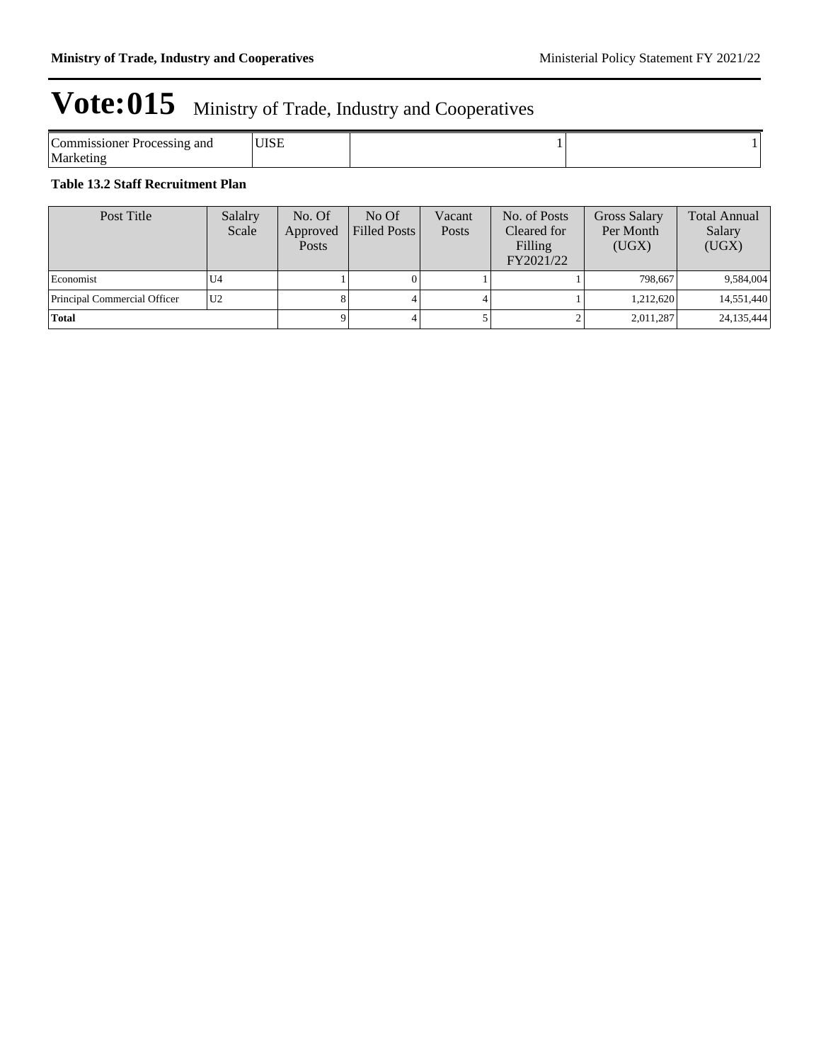# Vote:015 Ministry of Trade, Industry and Cooperatives

| | | | | |
|---|---|---|---|---|
| Commissioner Processing and Marketing | UISE | | 1 | 1 |

**Table 13.2 Staff Recruitment Plan**

| Post Title | Salalry Scale | No. Of Approved Posts | No Of Filled Posts | Vacant Posts | No. of Posts Cleared for Filling FY2021/22 | Gross Salary Per Month (UGX) | Total Annual Salary (UGX) |
|---|---|---|---|---|---|---|---|
| Economist | U4 | 1 | 0 | 1 | 1 | 798,667 | 9,584,004 |
| Principal Commercial Officer | U2 | 8 | 4 | 4 | 1 | 1,212,620 | 14,551,440 |
| **Total** | | 9 | 4 | 5 | 2 | 2,011,287 | 24,135,444 |